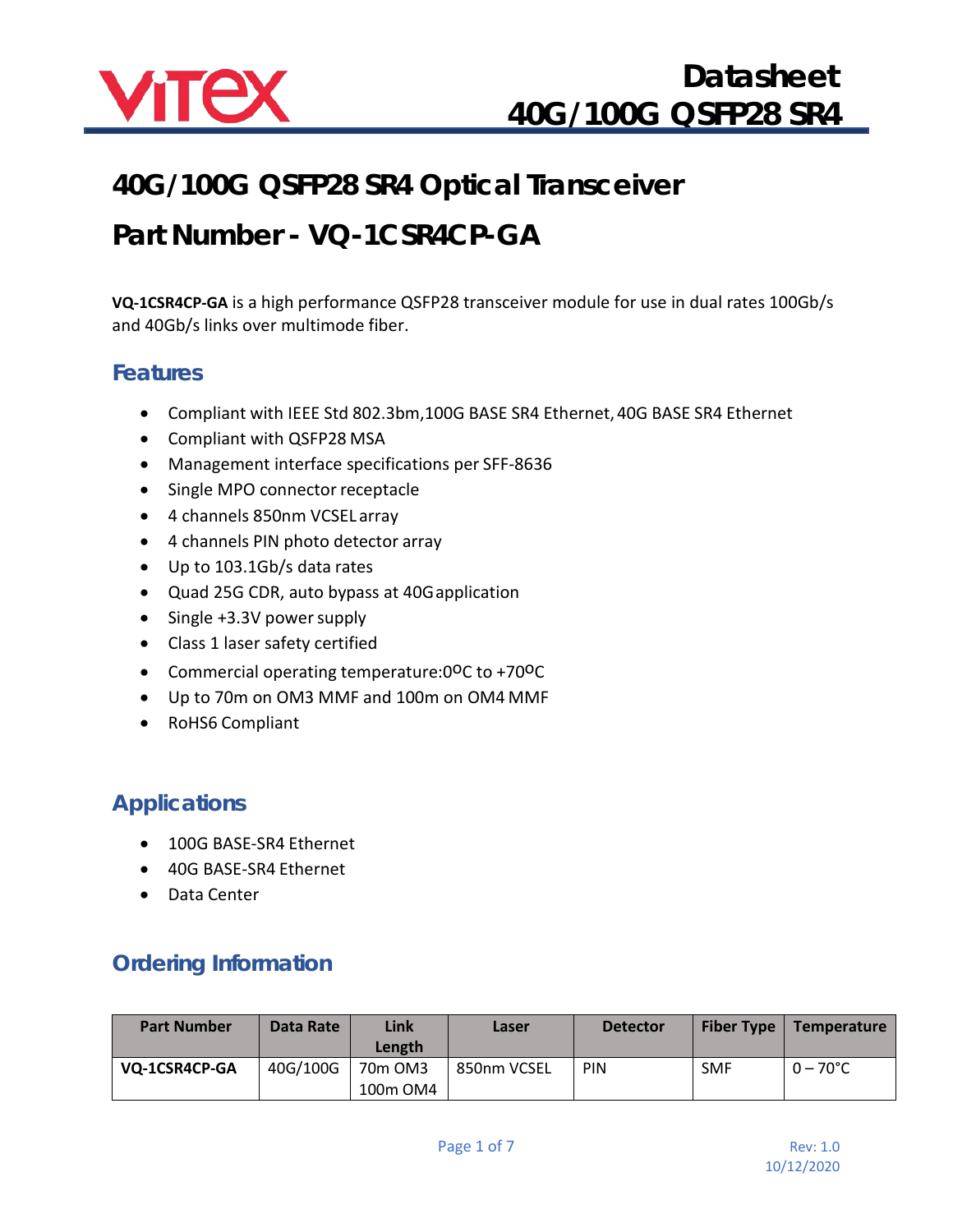# 40G/100G QSFP28 SR4 Optical Transceiver

# Part Number - VQ-1CSR4CP-GA

**VQ-1CSR4CP-GA** is a high performance QSFP28 transceiver module for use in dual rates 100Gb/s and 40Gb/s links over multimode fiber.

## Features

- Compliant with IEEE Std 802.3bm,100G BASE SR4 Ethernet, 40G BASE SR4 Ethernet
- Compliant with QSFP28 MSA
- Management interface specifications per SFF-8636
- Single MPO connector receptacle
- 4 channels 850nm VCSEL array
- 4 channels PIN photo detector array
- Up to 103.1Gb/s data rates
- Quad 25G CDR, auto bypass at 40G application
- Single +3.3V power supply
- Class 1 laser safety certified
- Commercial operating temperature:0ºC to +70ºC
- Up to 70m on OM3 MMF and 100m on OM4 MMF
- RoHS6 Compliant

## Applications

- 100G BASE-SR4 Ethernet
- 40G BASE-SR4 Ethernet
- Data Center

## Ordering Information

| Part Number | Data Rate | Link Length | Laser | Detector | Fiber Type | Temperature |
|---|---|---|---|---|---|---|
| **VQ-1CSR4CP-GA** | 40G/100G | 70m OM3<br>100m OM4 | 850nm VCSEL | PIN | SMF | 0 – 70°C |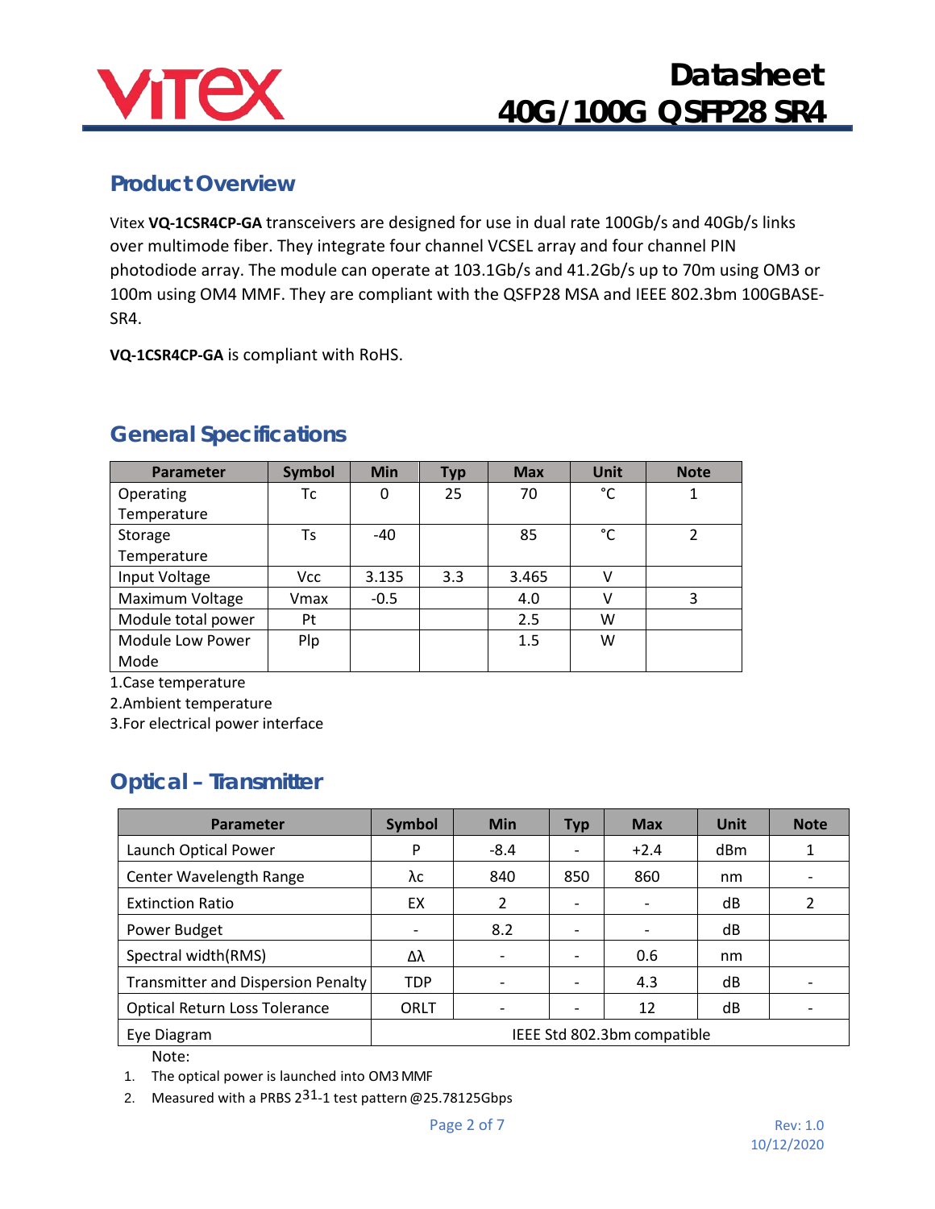## Product Overview

Vitex **VQ-1CSR4CP-GA** transceivers are designed for use in dual rate 100Gb/s and 40Gb/s links over multimode fiber. They integrate four channel VCSEL array and four channel PIN photodiode array. The module can operate at 103.1Gb/s and 41.2Gb/s up to 70m using OM3 or 100m using OM4 MMF. They are compliant with the QSFP28 MSA and IEEE 802.3bm 100GBASE-SR4.

**VQ-1CSR4CP-GA** is compliant with RoHS.

## General Specifications

| Parameter | Symbol | Min | Typ | Max | Unit | Note |
|---|---|---|---|---|---|---|
| Operating Temperature | Tc | 0 | 25 | 70 | °C | 1 |
| Storage Temperature | Ts | -40 | | 85 | °C | 2 |
| Input Voltage | Vcc | 3.135 | 3.3 | 3.465 | V | |
| Maximum Voltage | Vmax | -0.5 | | 4.0 | V | 3 |
| Module total power | Pt | | | 2.5 | W | |
| Module Low Power Mode | Plp | | | 1.5 | W | |

1.Case temperature

2.Ambient temperature

3.For electrical power interface

## Optical – Transmitter

| Parameter | Symbol | Min | Typ | Max | Unit | Note |
|---|---|---|---|---|---|---|
| Launch Optical Power | P | -8.4 | - | +2.4 | dBm | 1 |
| Center Wavelength Range | λc | 840 | 850 | 860 | nm | - |
| Extinction Ratio | EX | 2 | - | - | dB | 2 |
| Power Budget | - | 8.2 | - | - | dB | |
| Spectral width(RMS) | Δλ | - | - | 0.6 | nm | |
| Transmitter and Dispersion Penalty | TDP | - | - | 4.3 | dB | - |
| Optical Return Loss Tolerance | ORLT | - | - | 12 | dB | - |
| Eye Diagram | IEEE Std 802.3bm compatible | | | | | |

Note:

1. The optical power is launched into OM3 MMF
2. Measured with a PRBS $2^{31}$-1 test pattern @25.78125Gbps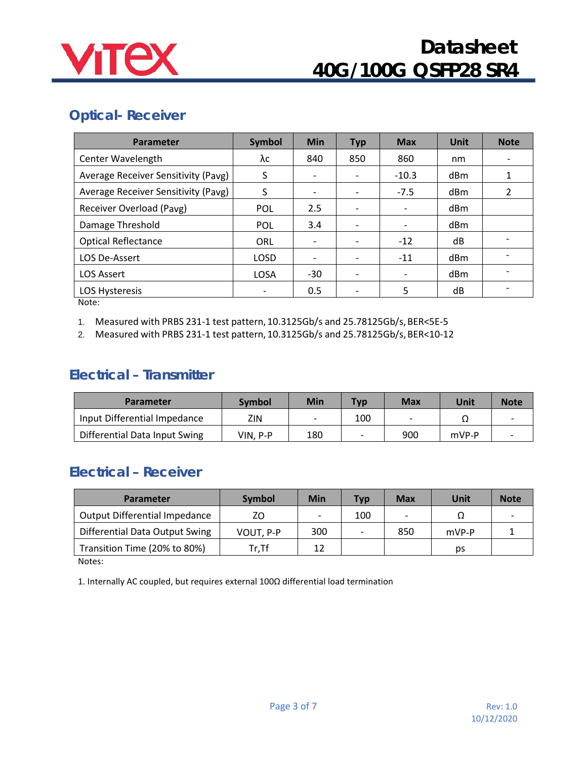## Optical- Receiver

| Parameter | Symbol | Min | Typ | Max | Unit | Note |
|---|---|---|---|---|---|---|
| Center Wavelength | λc | 840 | 850 | 860 | nm | - |
| Average Receiver Sensitivity (Pavg) | S | - | - | -10.3 | dBm | 1 |
| Average Receiver Sensitivity (Pavg) | S | - | - | -7.5 | dBm | 2 |
| Receiver Overload (Pavg) | POL | 2.5 | - | - | dBm | |
| Damage Threshold | POL | 3.4 | - | - | dBm | |
| Optical Reflectance | ORL | - | - | -12 | dB | - |
| LOS De-Assert | LOSD | - | - | -11 | dBm | - |
| LOS Assert | LOSA | -30 | - | - | dBm | - |
| LOS Hysteresis | - | 0.5 | - | 5 | dB | - |

Note:

1. Measured with PRBS 231-1 test pattern, 10.3125Gb/s and 25.78125Gb/s, BER<5E-5
2. Measured with PRBS 231-1 test pattern, 10.3125Gb/s and 25.78125Gb/s, BER<10-12

## Electrical – Transmitter

| Parameter | Symbol | Min | Typ | Max | Unit | Note |
|---|---|---|---|---|---|---|
| Input Differential Impedance | ZIN | - | 100 | - | Ω | - |
| Differential Data Input Swing | VIN, P-P | 180 | - | 900 | mVP-P | - |

## Electrical – Receiver

| Parameter | Symbol | Min | Typ | Max | Unit | Note |
|---|---|---|---|---|---|---|
| Output Differential Impedance | ZO | - | 100 | - | Ω | - |
| Differential Data Output Swing | VOUT, P-P | 300 | - | 850 | mVP-P | 1 |
| Transition Time (20% to 80%) | Tr,Tf | 12 | | | ps | |

Notes:

1. Internally AC coupled, but requires external 100Ω differential load termination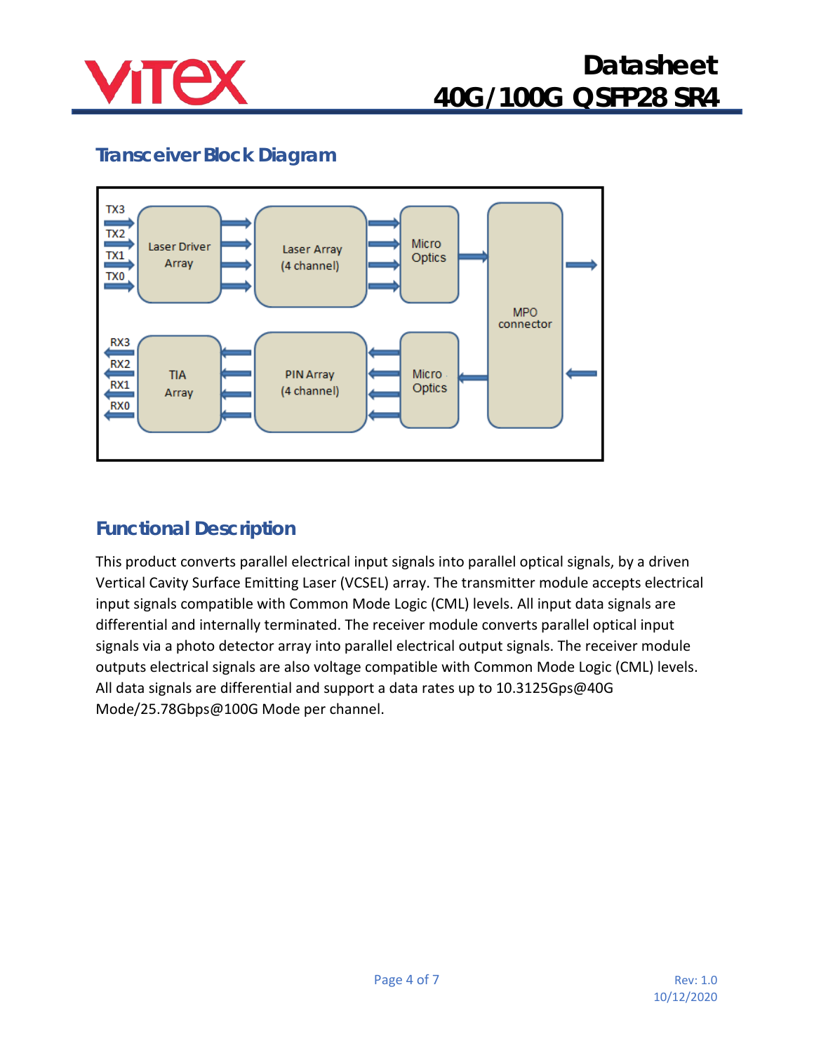## Transceiver Block Diagram

TX3
TX2
TX1
TX0

Laser Driver Array

Laser Array (4 channel)

Micro Optics

MPO connector

RX3
RX2
RX1
RX0

TIA Array

PIN Array (4 channel)

Micro Optics

## Functional Description

This product converts parallel electrical input signals into parallel optical signals, by a driven Vertical Cavity Surface Emitting Laser (VCSEL) array. The transmitter module accepts electrical input signals compatible with Common Mode Logic (CML) levels. All input data signals are differential and internally terminated. The receiver module converts parallel optical input signals via a photo detector array into parallel electrical output signals. The receiver module outputs electrical signals are also voltage compatible with Common Mode Logic (CML) levels. All data signals are differential and support a data rates up to 10.3125Gps@40G Mode/25.78Gbps@100G Mode per channel.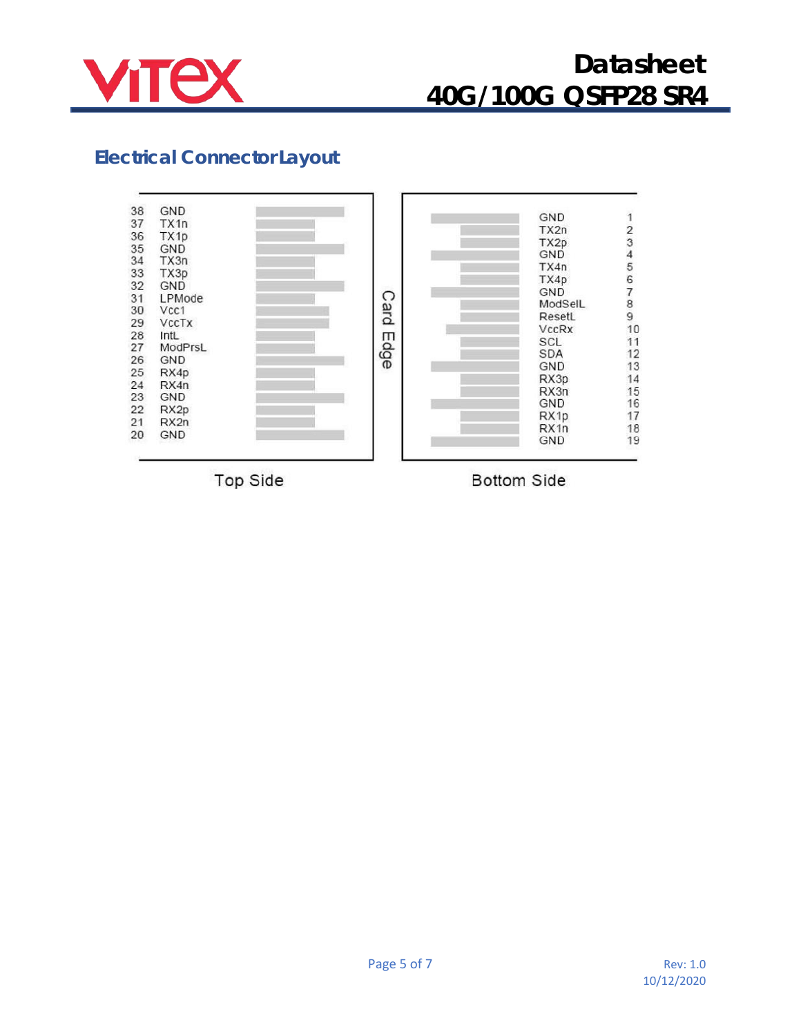## Electrical Connector Layout

| Pin | Top Side | | Pin | Bottom Side |
|---|---|---|---|---|
| 38 | GND | | 1 | GND |
| 37 | TX1n | | 2 | TX2n |
| 36 | TX1p | | 3 | TX2p |
| 35 | GND | | 4 | GND |
| 34 | TX3n | | 5 | TX4n |
| 33 | TX3p | | 6 | TX4p |
| 32 | GND | | 7 | GND |
| 31 | LPMode | | 8 | ModSelL |
| 30 | Vcc1 | | 9 | ResetL |
| 29 | VccTx | | 10 | VccRx |
| 28 | IntL | | 11 | SCL |
| 27 | ModPrsL | | 12 | SDA |
| 26 | GND | | 13 | GND |
| 25 | RX4p | | 14 | RX3p |
| 24 | RX4n | | 15 | RX3n |
| 23 | GND | | 16 | GND |
| 22 | RX2p | | 17 | RX1p |
| 21 | RX2n | | 18 | RX1n |
| 20 | GND | | 19 | GND |

Card Edge

Top Side

Bottom Side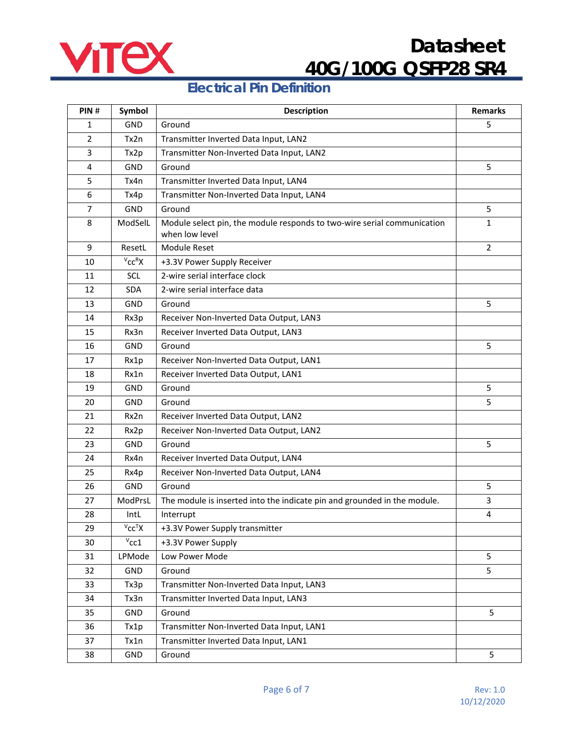## Electrical Pin Definition

| PIN # | Symbol | Description | Remarks |
|---|---|---|---|
| 1 | GND | Ground | 5 |
| 2 | Tx2n | Transmitter Inverted Data Input, LAN2 | |
| 3 | Tx2p | Transmitter Non-Inverted Data Input, LAN2 | |
| 4 | GND | Ground | 5 |
| 5 | Tx4n | Transmitter Inverted Data Input, LAN4 | |
| 6 | Tx4p | Transmitter Non-Inverted Data Input, LAN4 | |
| 7 | GND | Ground | 5 |
| 8 | ModSelL | Module select pin, the module responds to two-wire serial communication when low level | 1 |
| 9 | ResetL | Module Reset | 2 |
| 10 | $^{V}cc^{R}X$ | +3.3V Power Supply Receiver | |
| 11 | SCL | 2-wire serial interface clock | |
| 12 | SDA | 2-wire serial interface data | |
| 13 | GND | Ground | 5 |
| 14 | Rx3p | Receiver Non-Inverted Data Output, LAN3 | |
| 15 | Rx3n | Receiver Inverted Data Output, LAN3 | |
| 16 | GND | Ground | 5 |
| 17 | Rx1p | Receiver Non-Inverted Data Output, LAN1 | |
| 18 | Rx1n | Receiver Inverted Data Output, LAN1 | |
| 19 | GND | Ground | 5 |
| 20 | GND | Ground | 5 |
| 21 | Rx2n | Receiver Inverted Data Output, LAN2 | |
| 22 | Rx2p | Receiver Non-Inverted Data Output, LAN2 | |
| 23 | GND | Ground | 5 |
| 24 | Rx4n | Receiver Inverted Data Output, LAN4 | |
| 25 | Rx4p | Receiver Non-Inverted Data Output, LAN4 | |
| 26 | GND | Ground | 5 |
| 27 | ModPrsL | The module is inserted into the indicate pin and grounded in the module. | 3 |
| 28 | IntL | Interrupt | 4 |
| 29 | $^{V}cc^{T}X$ | +3.3V Power Supply transmitter | |
| 30 | $^{V}cc1$ | +3.3V Power Supply | |
| 31 | LPMode | Low Power Mode | 5 |
| 32 | GND | Ground | 5 |
| 33 | Tx3p | Transmitter Non-Inverted Data Input, LAN3 | |
| 34 | Tx3n | Transmitter Inverted Data Input, LAN3 | |
| 35 | GND | Ground | 5 |
| 36 | Tx1p | Transmitter Non-Inverted Data Input, LAN1 | |
| 37 | Tx1n | Transmitter Inverted Data Input, LAN1 | |
| 38 | GND | Ground | 5 |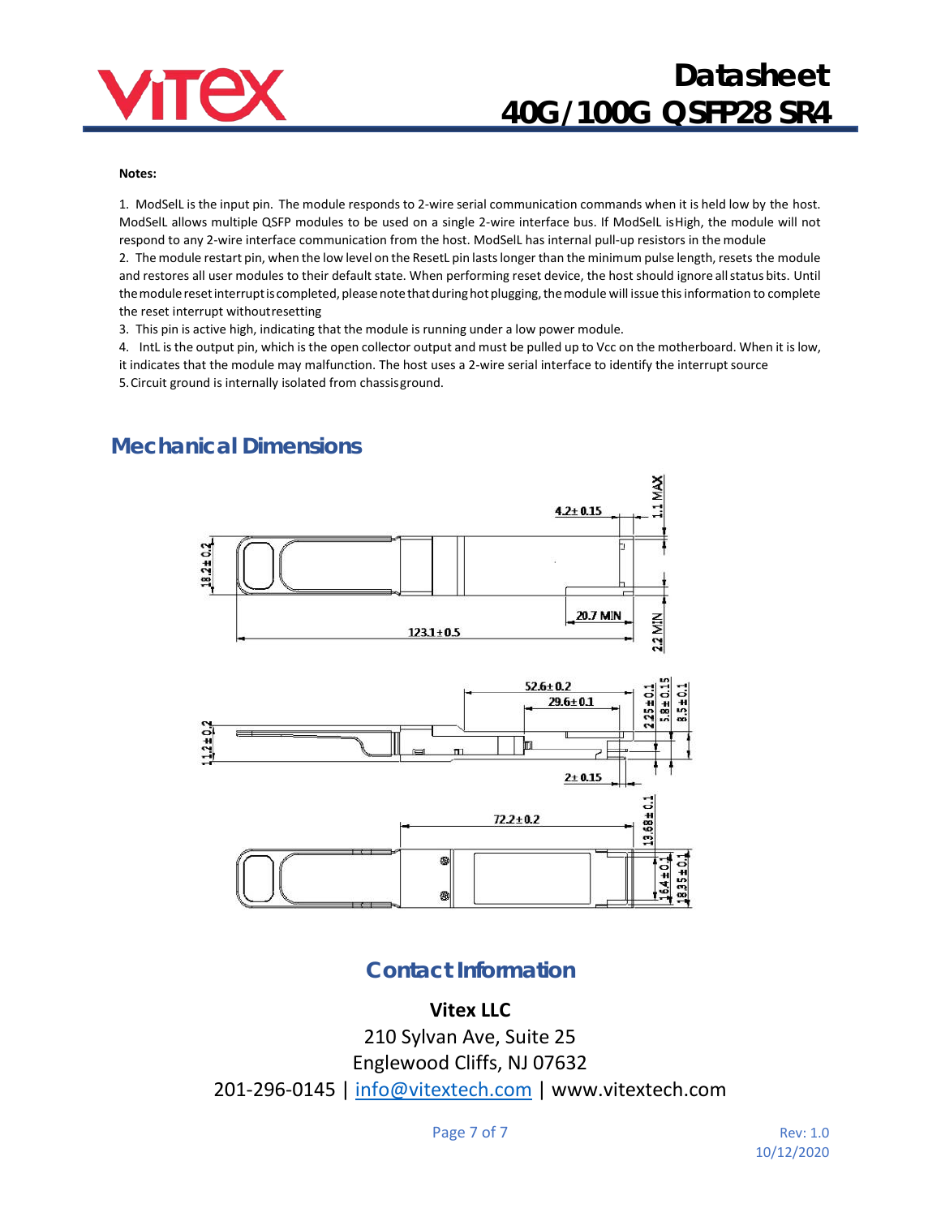**Notes:**

1. ModSelL is the input pin. The module responds to 2-wire serial communication commands when it is held low by the host. ModSelL allows multiple QSFP modules to be used on a single 2-wire interface bus. If ModSelL isHigh, the module will not respond to any 2-wire interface communication from the host. ModSelL has internal pull-up resistors in the module
2. The module restart pin, when the low level on the ResetL pin lasts longer than the minimum pulse length, resets the module and restores all user modules to their default state. When performing reset device, the host should ignore all status bits. Until the module reset interrupt is completed, please note that during hot plugging, the module will issue this information to complete the reset interrupt withoutresetting
3. This pin is active high, indicating that the module is running under a low power module.
4. IntL is the output pin, which is the open collector output and must be pulled up to Vcc on the motherboard. When it is low, it indicates that the module may malfunction. The host uses a 2-wire serial interface to identify the interrupt source
5. Circuit ground is internally isolated from chassisground.

## Mechanical Dimensions

4.2± 0.15
1.1 MAX
18.2± 0.2
20.7 MIN
123.1±0.5
2.2 MIN
52.6± 0.2
29.6± 0.1
2.25± 0.1
5.8± 0.15
8.5± 0.1
11.2± 0.2
2± 0.15
72.2± 0.2
13.68± 0.1
16.4± 0.1
18.35± 0.1

## Contact Information

**Vitex LLC**

210 Sylvan Ave, Suite 25

Englewood Cliffs, NJ 07632

201-296-0145 | info@vitextech.com | www.vitextech.com

Rev: 1.0
10/12/2020